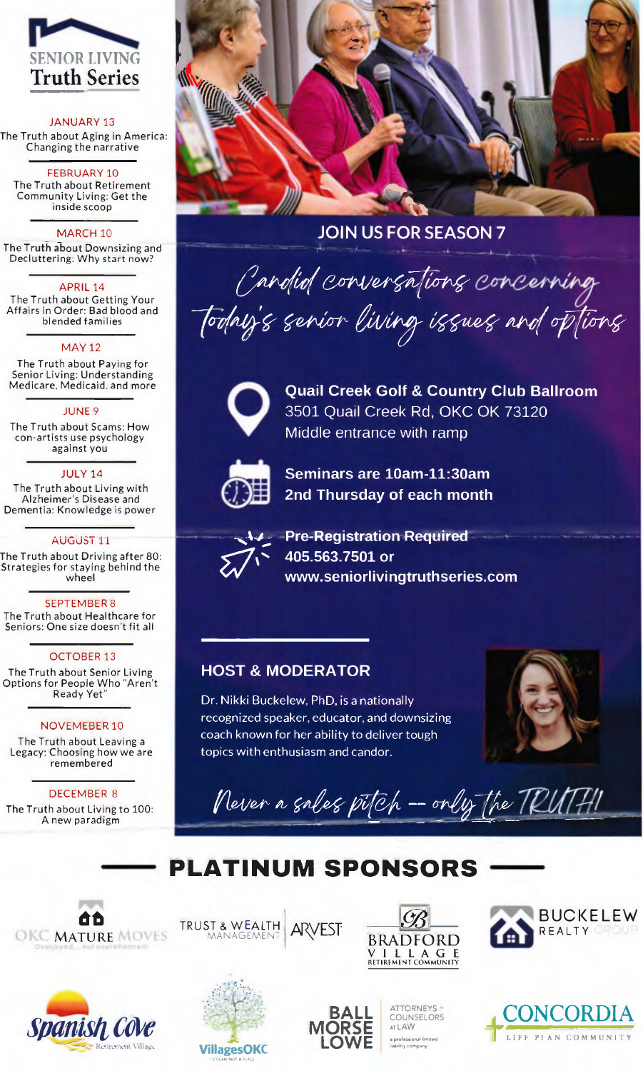# SENIOR LIVING Truth Series

**JANUARY 13**
The Truth about Aging in America: Changing the narrative

**FEBRUARY 10**
The Truth about Retirement Community Living: Get the inside scoop

**MARCH 10**
The Truth about Downsizing and Decluttering: Why start now?

**APRIL 14**
The Truth about Getting Your Affairs in Order: Bad blood and blended families

**MAY 12**
The Truth about Paying for Senior Living: Understanding Medicare, Medicaid, and more

**JUNE 9**
The Truth about Scams: How con-artists use psychology against you

**JULY 14**
The Truth about Living with Alzheimer's Disease and Dementia: Knowledge is power

**AUGUST 11**
The Truth about Driving after 80: Strategies for staying behind the wheel

**SEPTEMBER 8**
The Truth about Healthcare for Seniors: One size doesn't fit all

**OCTOBER 13**
The Truth about Senior Living Options for People Who "Aren't Ready Yet"

**NOVEMEBER 10**
The Truth about Leaving a Legacy: Choosing how we are remembered

**DECEMBER 8**
The Truth about Living to 100: A new paradigm

## JOIN US FOR SEASON 7

*Candid conversations concerning today's senior living issues and options*

**Quail Creek Golf & Country Club Ballroom**
3501 Quail Creek Rd, OKC OK 73120
Middle entrance with ramp

**Seminars are 10am-11:30am**
**2nd Thursday of each month**

**Pre-Registration Required**
**405.563.7501 or**
**www.seniorlivingtruthseries.com**

## HOST & MODERATOR

Dr. Nikki Buckelew, PhD, is a nationally recognized speaker, educator, and downsizing coach known for her ability to deliver tough topics with enthusiasm and candor.

*Never a sales pitch -- only the TRUTH!*

## PLATINUM SPONSORS

- OKC Mature Moves – Overjoyed... not overwhelmed!
- Trust & Wealth Management | Arvest
- Bradford Village Retirement Community
- Buckelew Realty Group
- Spanish Cove Retirement Village
- VillagesOKC
- Ball Morse Lowe – Attorneys + Counselors at Law, a professional limited liability company
- Concordia Life Plan Community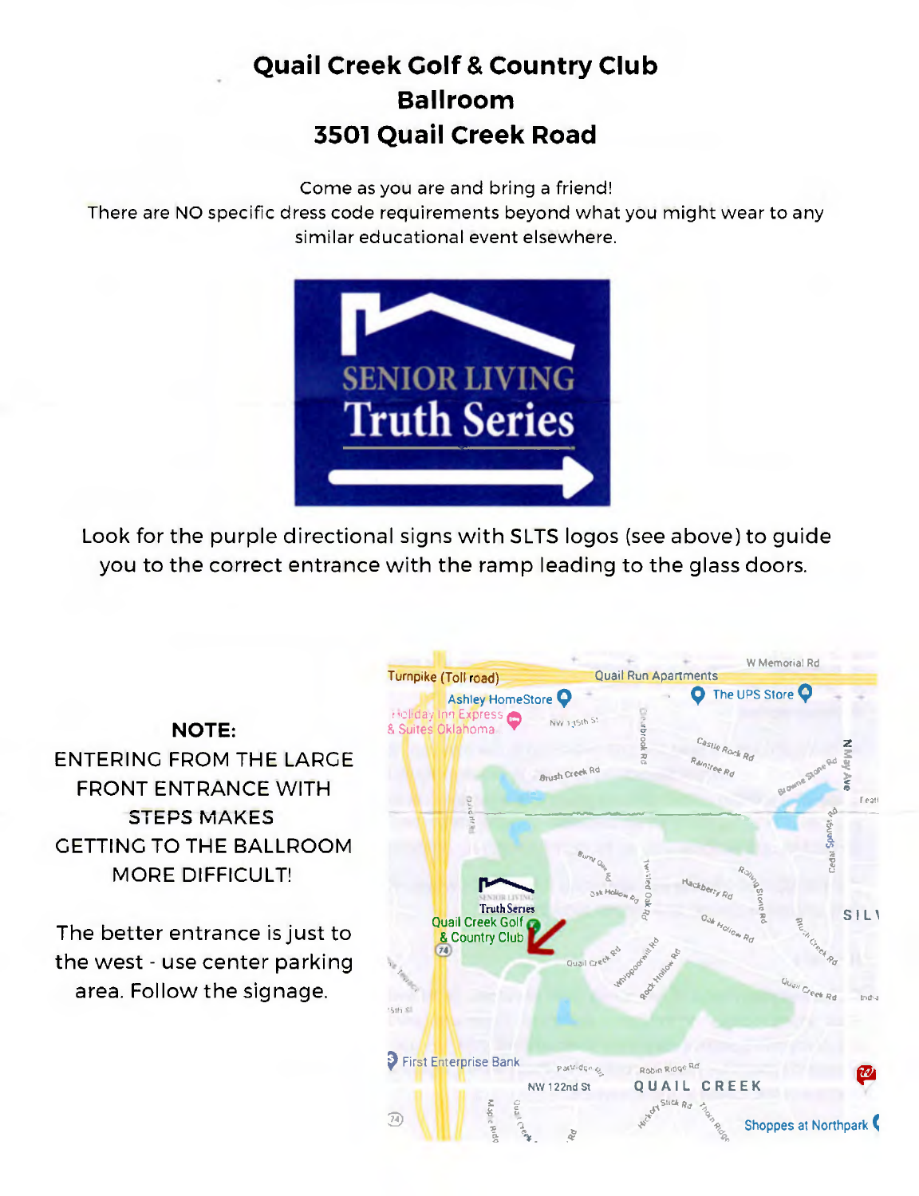# Quail Creek Golf & Country Club
# Ballroom
# 3501 Quail Creek Road

Come as you are and bring a friend!
There are NO specific dress code requirements beyond what you might wear to any similar educational event elsewhere.

SENIOR LIVING
Truth Series

Look for the purple directional signs with SLTS logos (see above) to guide you to the correct entrance with the ramp leading to the glass doors.

**NOTE:**
ENTERING FROM THE LARGE FRONT ENTRANCE WITH STEPS MAKES GETTING TO THE BALLROOM MORE DIFFICULT!

The better entrance is just to the west - use center parking area. Follow the signage.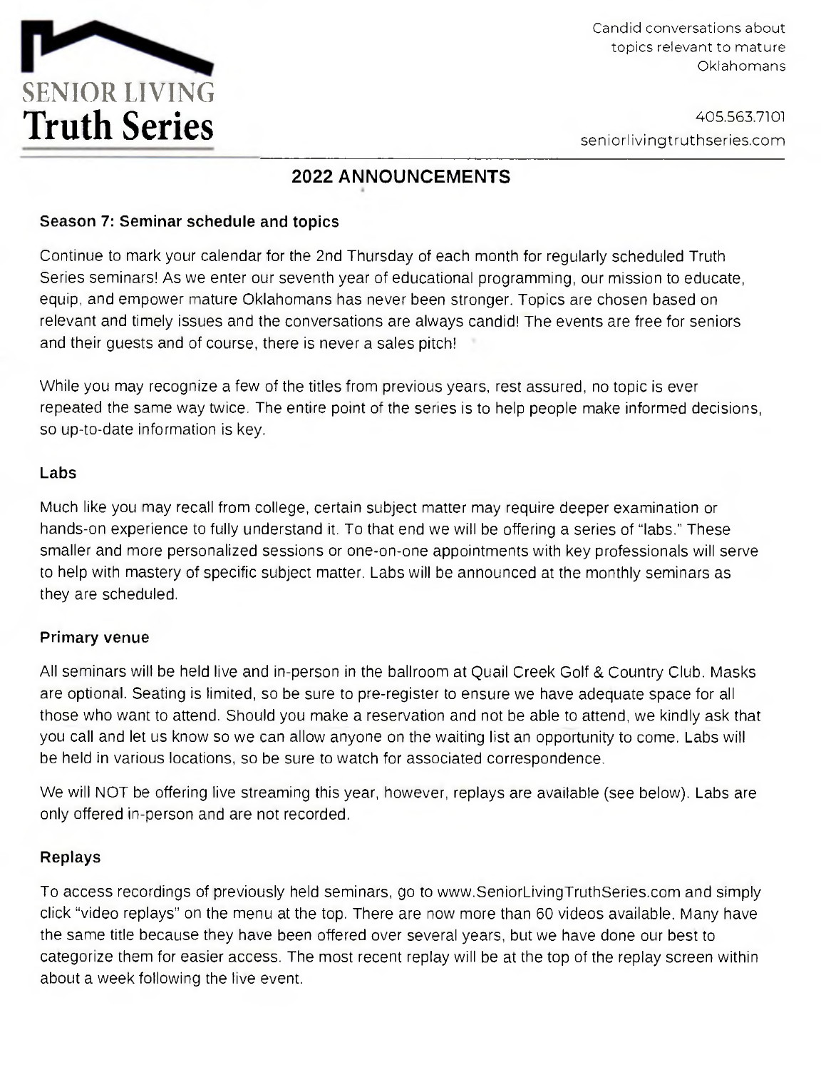# SENIOR LIVING Truth Series

Candid conversations about topics relevant to mature Oklahomans

405.563.7101
seniorlivingtruthseries.com

## 2022 ANNOUNCEMENTS

### Season 7: Seminar schedule and topics

Continue to mark your calendar for the 2nd Thursday of each month for regularly scheduled Truth Series seminars! As we enter our seventh year of educational programming, our mission to educate, equip, and empower mature Oklahomans has never been stronger. Topics are chosen based on relevant and timely issues and the conversations are always candid! The events are free for seniors and their guests and of course, there is never a sales pitch!

While you may recognize a few of the titles from previous years, rest assured, no topic is ever repeated the same way twice. The entire point of the series is to help people make informed decisions, so up-to-date information is key.

### Labs

Much like you may recall from college, certain subject matter may require deeper examination or hands-on experience to fully understand it. To that end we will be offering a series of "labs." These smaller and more personalized sessions or one-on-one appointments with key professionals will serve to help with mastery of specific subject matter. Labs will be announced at the monthly seminars as they are scheduled.

### Primary venue

All seminars will be held live and in-person in the ballroom at Quail Creek Golf & Country Club. Masks are optional. Seating is limited, so be sure to pre-register to ensure we have adequate space for all those who want to attend. Should you make a reservation and not be able to attend, we kindly ask that you call and let us know so we can allow anyone on the waiting list an opportunity to come. Labs will be held in various locations, so be sure to watch for associated correspondence.

We will NOT be offering live streaming this year, however, replays are available (see below). Labs are only offered in-person and are not recorded.

### Replays

To access recordings of previously held seminars, go to www.SeniorLivingTruthSeries.com and simply click "video replays" on the menu at the top. There are now more than 60 videos available. Many have the same title because they have been offered over several years, but we have done our best to categorize them for easier access. The most recent replay will be at the top of the replay screen within about a week following the live event.